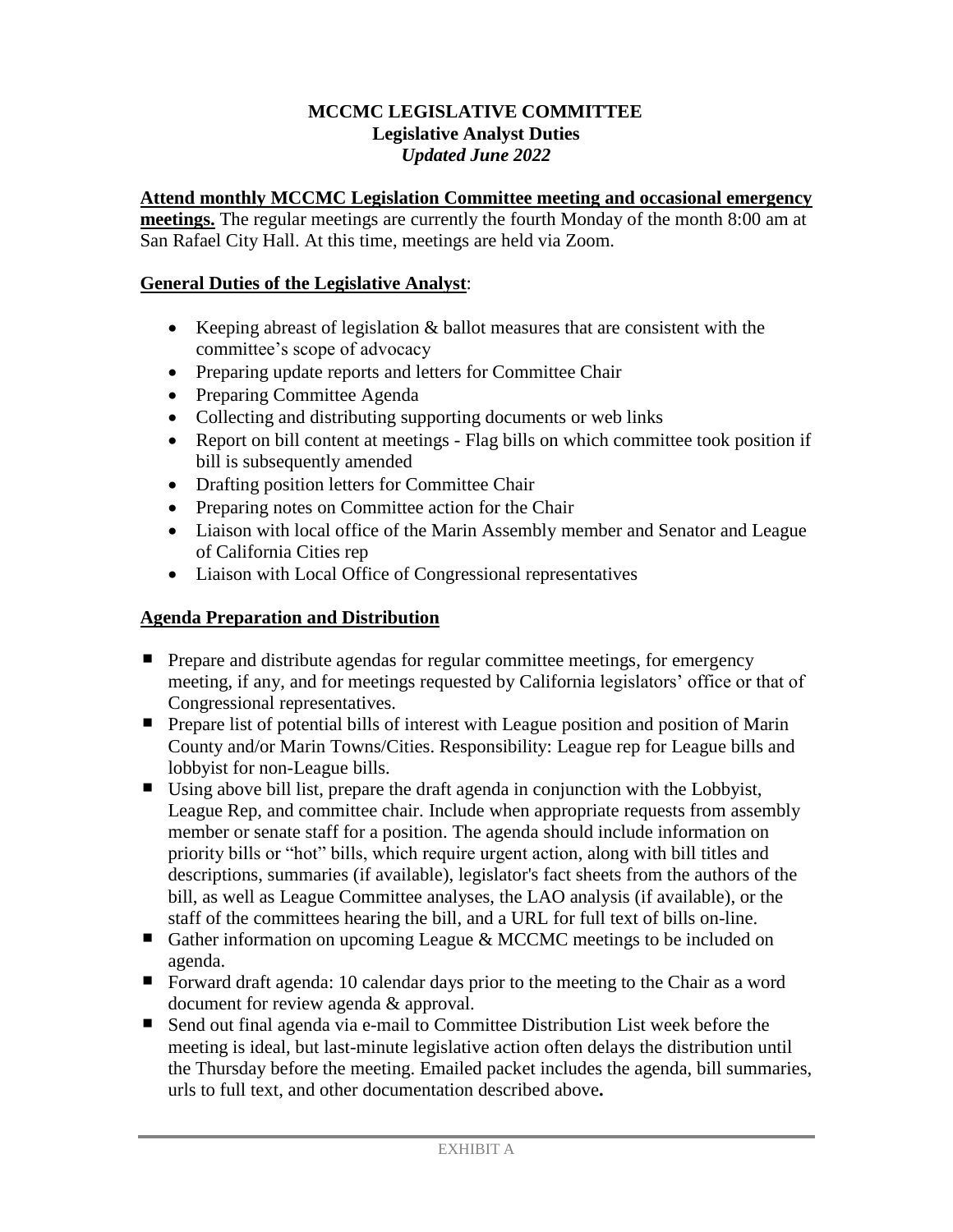# MCCMC LEGISLATIVE COMMITTEE
## Legislative Analyst Duties
*Updated June 2022*

**Attend monthly MCCMC Legislation Committee meeting and occasional emergency meetings.** The regular meetings are currently the fourth Monday of the month 8:00 am at San Rafael City Hall. At this time, meetings are held via Zoom.

**General Duties of the Legislative Analyst**:

- Keeping abreast of legislation & ballot measures that are consistent with the committee's scope of advocacy
- Preparing update reports and letters for Committee Chair
- Preparing Committee Agenda
- Collecting and distributing supporting documents or web links
- Report on bill content at meetings - Flag bills on which committee took position if bill is subsequently amended
- Drafting position letters for Committee Chair
- Preparing notes on Committee action for the Chair
- Liaison with local office of the Marin Assembly member and Senator and League of California Cities rep
- Liaison with Local Office of Congressional representatives

**Agenda Preparation and Distribution**

- Prepare and distribute agendas for regular committee meetings, for emergency meeting, if any, and for meetings requested by California legislators' office or that of Congressional representatives.
- Prepare list of potential bills of interest with League position and position of Marin County and/or Marin Towns/Cities. Responsibility: League rep for League bills and lobbyist for non-League bills.
- Using above bill list, prepare the draft agenda in conjunction with the Lobbyist, League Rep, and committee chair. Include when appropriate requests from assembly member or senate staff for a position. The agenda should include information on priority bills or "hot" bills, which require urgent action, along with bill titles and descriptions, summaries (if available), legislator's fact sheets from the authors of the bill, as well as League Committee analyses, the LAO analysis (if available), or the staff of the committees hearing the bill, and a URL for full text of bills on-line.
- Gather information on upcoming League & MCCMC meetings to be included on agenda.
- Forward draft agenda: 10 calendar days prior to the meeting to the Chair as a word document for review agenda & approval.
- Send out final agenda via e-mail to Committee Distribution List week before the meeting is ideal, but last-minute legislative action often delays the distribution until the Thursday before the meeting. Emailed packet includes the agenda, bill summaries, urls to full text, and other documentation described above**.**

EXHIBIT A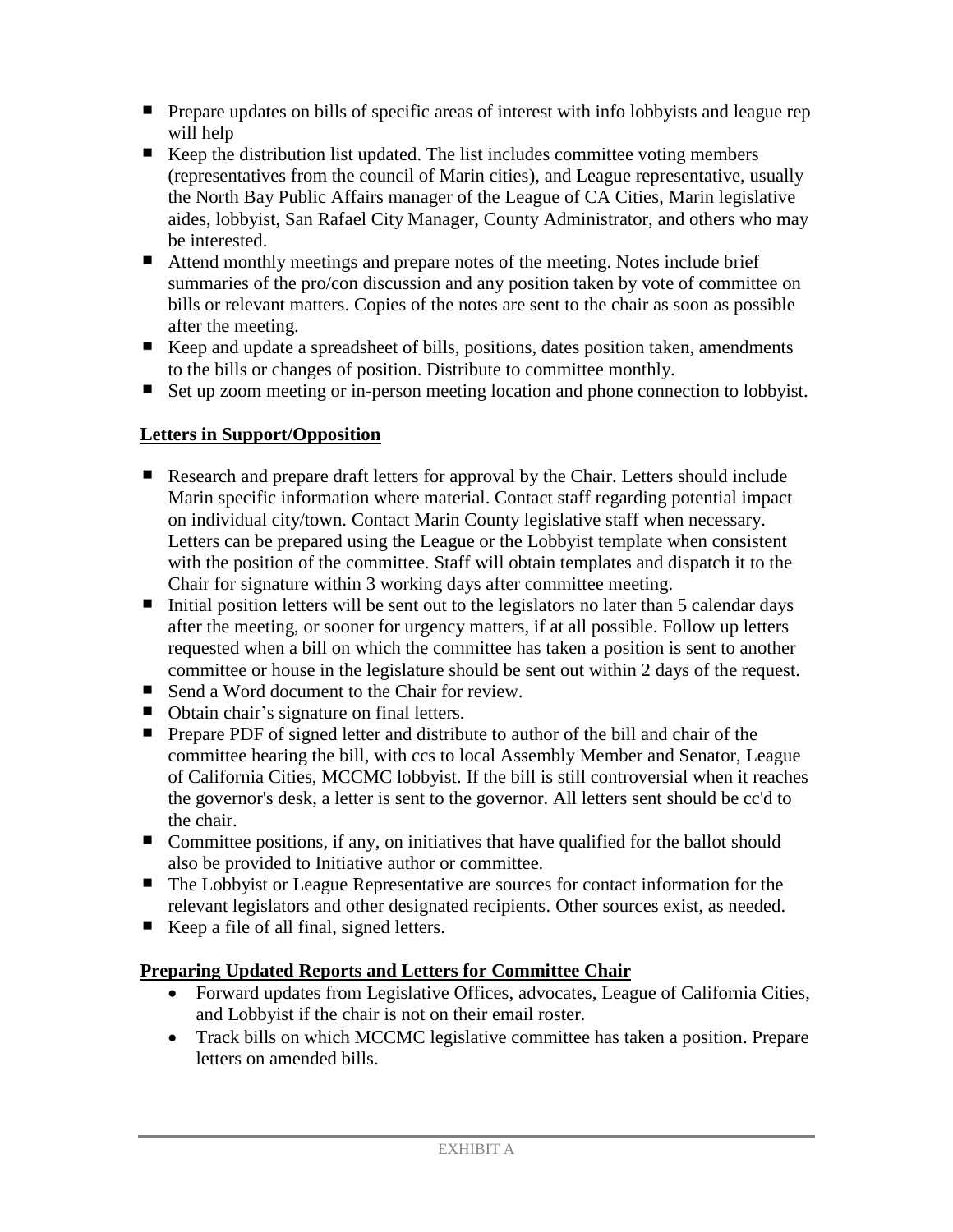- Prepare updates on bills of specific areas of interest with info lobbyists and league rep will help
- Keep the distribution list updated. The list includes committee voting members (representatives from the council of Marin cities), and League representative, usually the North Bay Public Affairs manager of the League of CA Cities, Marin legislative aides, lobbyist, San Rafael City Manager, County Administrator, and others who may be interested.
- Attend monthly meetings and prepare notes of the meeting. Notes include brief summaries of the pro/con discussion and any position taken by vote of committee on bills or relevant matters. Copies of the notes are sent to the chair as soon as possible after the meeting.
- Keep and update a spreadsheet of bills, positions, dates position taken, amendments to the bills or changes of position. Distribute to committee monthly.
- Set up zoom meeting or in-person meeting location and phone connection to lobbyist.

**Letters in Support/Opposition**

- Research and prepare draft letters for approval by the Chair. Letters should include Marin specific information where material. Contact staff regarding potential impact on individual city/town. Contact Marin County legislative staff when necessary. Letters can be prepared using the League or the Lobbyist template when consistent with the position of the committee. Staff will obtain templates and dispatch it to the Chair for signature within 3 working days after committee meeting.
- Initial position letters will be sent out to the legislators no later than 5 calendar days after the meeting, or sooner for urgency matters, if at all possible. Follow up letters requested when a bill on which the committee has taken a position is sent to another committee or house in the legislature should be sent out within 2 days of the request.
- Send a Word document to the Chair for review.
- Obtain chair's signature on final letters.
- Prepare PDF of signed letter and distribute to author of the bill and chair of the committee hearing the bill, with ccs to local Assembly Member and Senator, League of California Cities, MCCMC lobbyist. If the bill is still controversial when it reaches the governor's desk, a letter is sent to the governor. All letters sent should be cc'd to the chair.
- Committee positions, if any, on initiatives that have qualified for the ballot should also be provided to Initiative author or committee.
- The Lobbyist or League Representative are sources for contact information for the relevant legislators and other designated recipients. Other sources exist, as needed.
- Keep a file of all final, signed letters.

**Preparing Updated Reports and Letters for Committee Chair**

- Forward updates from Legislative Offices, advocates, League of California Cities, and Lobbyist if the chair is not on their email roster.
- Track bills on which MCCMC legislative committee has taken a position. Prepare letters on amended bills.

EXHIBIT A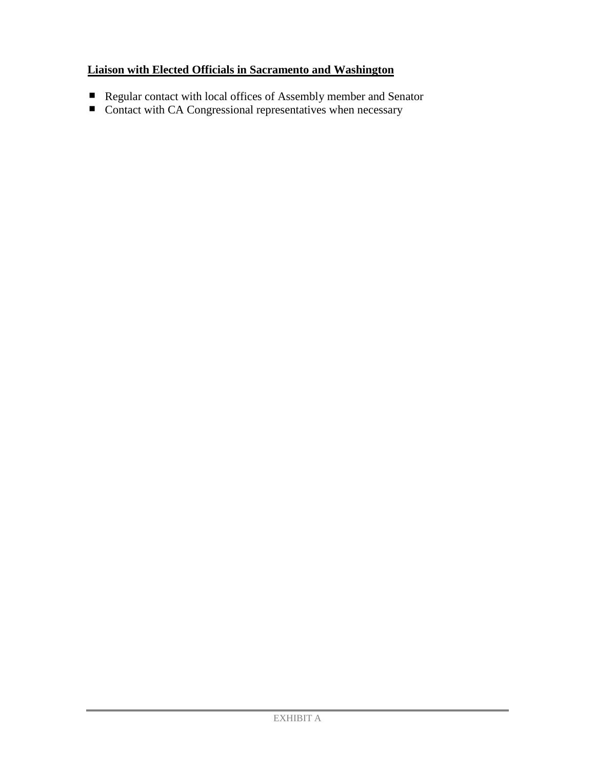**Liaison with Elected Officials in Sacramento and Washington**

- Regular contact with local offices of Assembly member and Senator
- Contact with CA Congressional representatives when necessary

EXHIBIT A